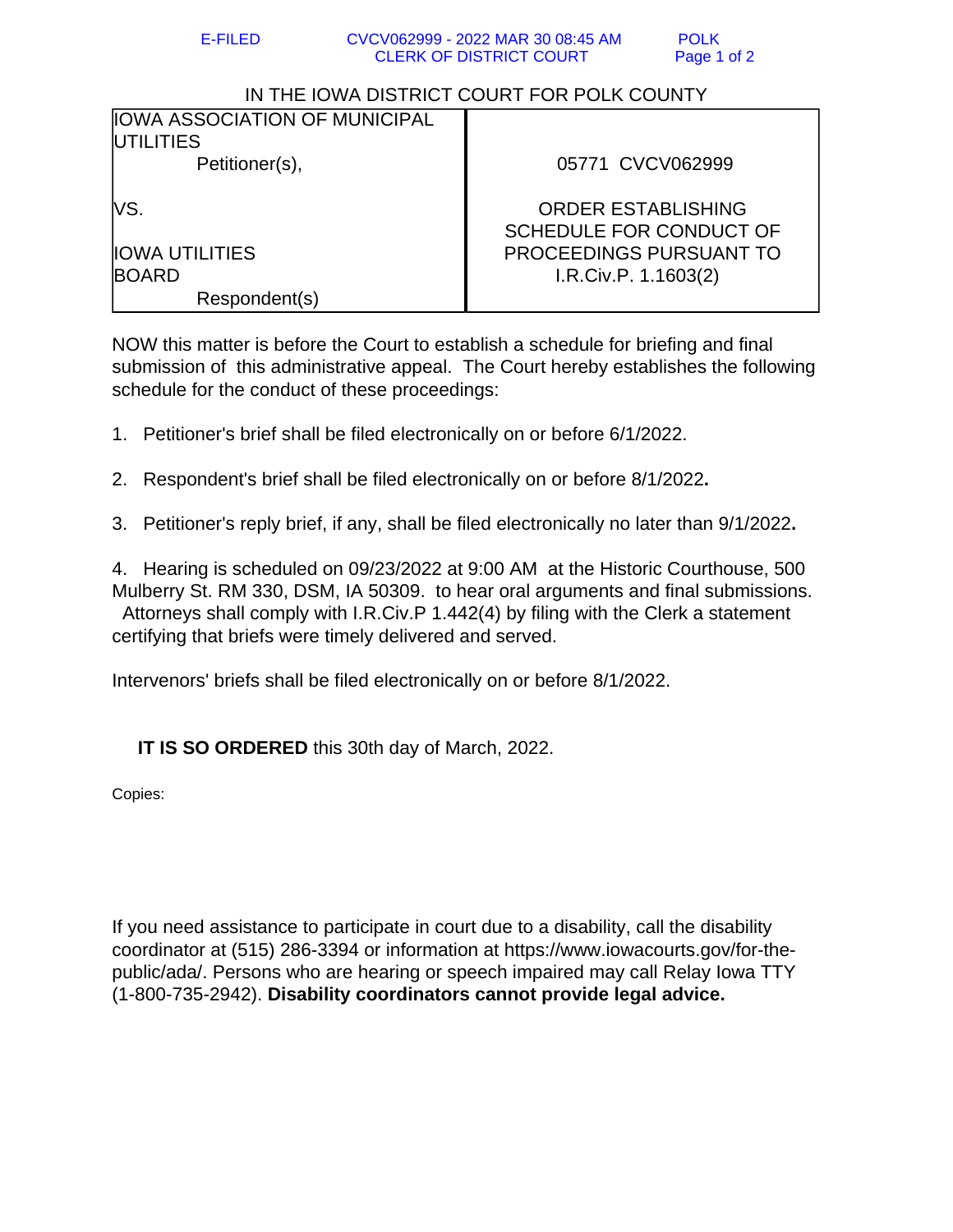IN THE IOWA DISTRICT COURT FOR POLK COUNTY

| IOWA ASSOCIATION OF MUNICIPAL UTILITIES<br>Petitioner(s),<br><br>VS.<br><br>IOWA UTILITIES BOARD<br>Respondent(s) | 05771 CVCV062999<br><br>ORDER ESTABLISHING SCHEDULE FOR CONDUCT OF PROCEEDINGS PURSUANT TO I.R.Civ.P. 1.1603(2) |
|---|---|

NOW this matter is before the Court to establish a schedule for briefing and final submission of this administrative appeal. The Court hereby establishes the following schedule for the conduct of these proceedings:

1. Petitioner's brief shall be filed electronically on or before 6/1/2022.

2. Respondent's brief shall be filed electronically on or before 8/1/2022**.**

3. Petitioner's reply brief, if any, shall be filed electronically no later than 9/1/2022**.**

4. Hearing is scheduled on 09/23/2022 at 9:00 AM at the Historic Courthouse, 500 Mulberry St. RM 330, DSM, IA 50309. to hear oral arguments and final submissions. Attorneys shall comply with I.R.Civ.P 1.442(4) by filing with the Clerk a statement certifying that briefs were timely delivered and served.

Intervenors' briefs shall be filed electronically on or before 8/1/2022.

**IT IS SO ORDERED** this 30th day of March, 2022.

Copies:

If you need assistance to participate in court due to a disability, call the disability coordinator at (515) 286-3394 or information at https://www.iowacourts.gov/for-the-public/ada/. Persons who are hearing or speech impaired may call Relay Iowa TTY (1-800-735-2942). **Disability coordinators cannot provide legal advice.**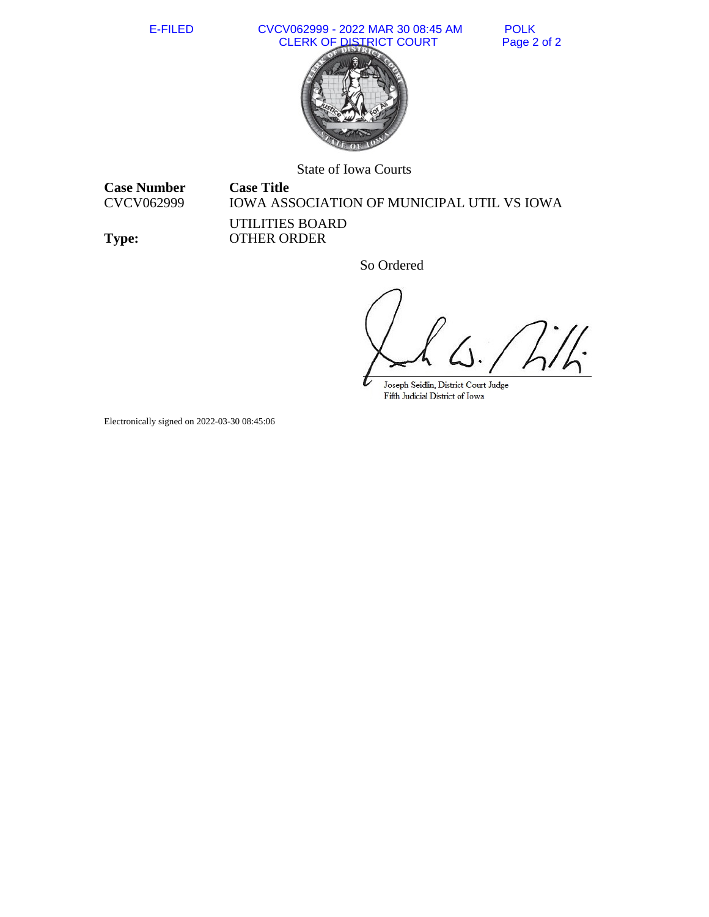State of Iowa Courts

| | |
|---|---|
| **Case Number** | **Case Title** |
| CVCV062999 | IOWA ASSOCIATION OF MUNICIPAL UTIL VS IOWA UTILITIES BOARD |
| **Type:** | OTHER ORDER |

So Ordered

Joseph Seidlin, District Court Judge
Fifth Judicial District of Iowa

Electronically signed on 2022-03-30 08:45:06